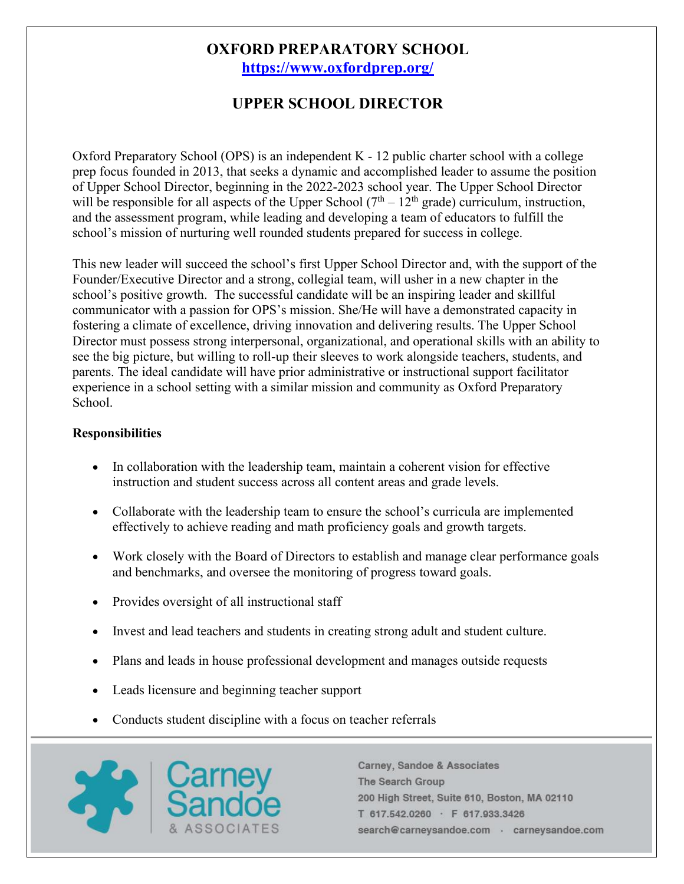# OXFORD PREPARATORY SCHOOL

https://www.oxfordprep.org/

## UPPER SCHOOL DIRECTOR

Oxford Preparatory School (OPS) is an independent K - 12 public charter school with a college prep focus founded in 2013, that seeks a dynamic and accomplished leader to assume the position of Upper School Director, beginning in the 2022-2023 school year. The Upper School Director will be responsible for all aspects of the Upper School ($7^{th}$ – $12^{th}$ grade) curriculum, instruction, and the assessment program, while leading and developing a team of educators to fulfill the school's mission of nurturing well rounded students prepared for success in college.

This new leader will succeed the school's first Upper School Director and, with the support of the Founder/Executive Director and a strong, collegial team, will usher in a new chapter in the school's positive growth. The successful candidate will be an inspiring leader and skillful communicator with a passion for OPS's mission. She/He will have a demonstrated capacity in fostering a climate of excellence, driving innovation and delivering results. The Upper School Director must possess strong interpersonal, organizational, and operational skills with an ability to see the big picture, but willing to roll-up their sleeves to work alongside teachers, students, and parents. The ideal candidate will have prior administrative or instructional support facilitator experience in a school setting with a similar mission and community as Oxford Preparatory School.

**Responsibilities**

- In collaboration with the leadership team, maintain a coherent vision for effective instruction and student success across all content areas and grade levels.
- Collaborate with the leadership team to ensure the school's curricula are implemented effectively to achieve reading and math proficiency goals and growth targets.
- Work closely with the Board of Directors to establish and manage clear performance goals and benchmarks, and oversee the monitoring of progress toward goals.
- Provides oversight of all instructional staff
- Invest and lead teachers and students in creating strong adult and student culture.
- Plans and leads in house professional development and manages outside requests
- Leads licensure and beginning teacher support
- Conducts student discipline with a focus on teacher referrals

Carney, Sandoe & Associates
The Search Group
200 High Street, Suite 610, Boston, MA 02110
T 617.542.0260 · F 617.933.3426
search@carneysandoe.com · carneysandoe.com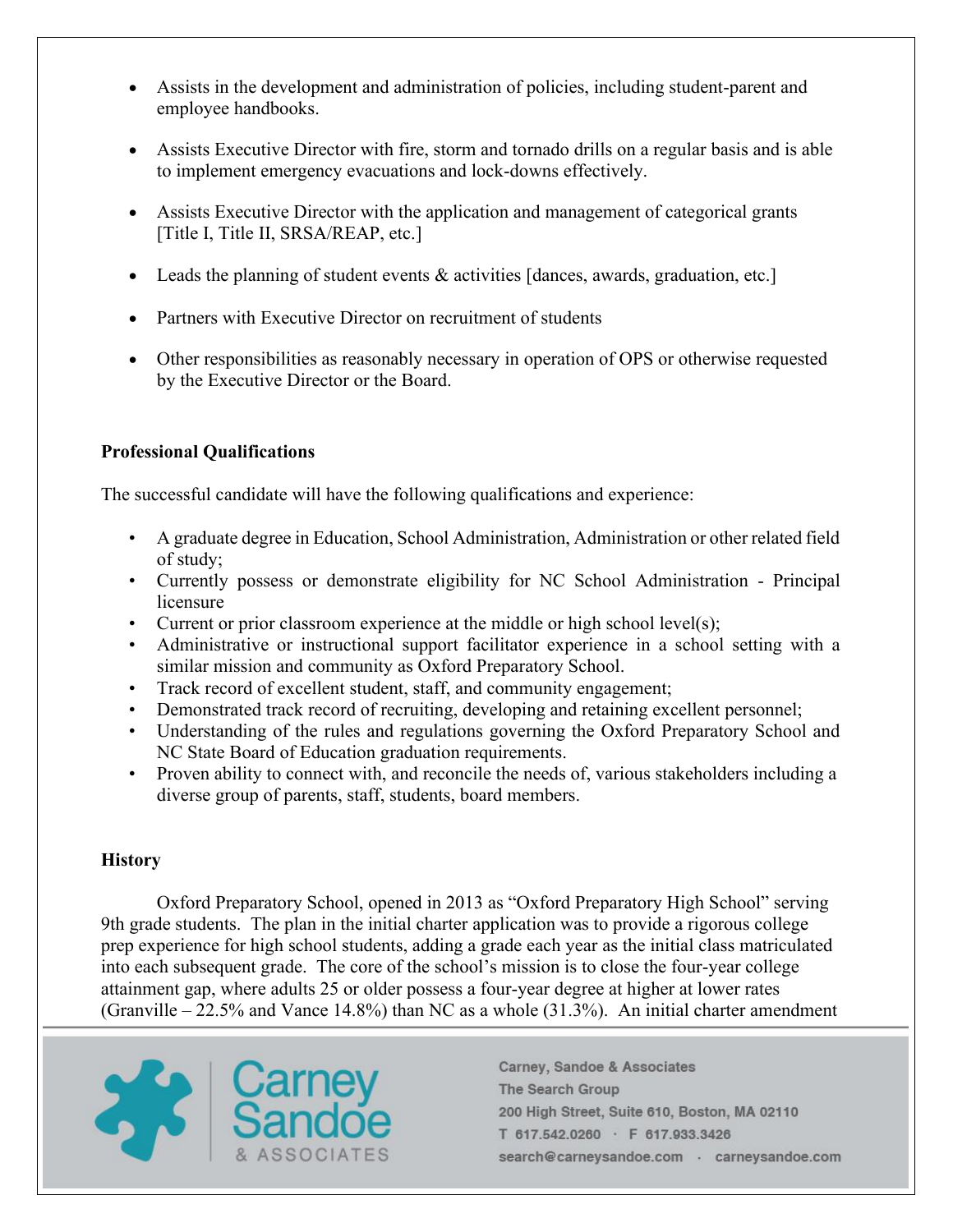- Assists in the development and administration of policies, including student-parent and employee handbooks.
- Assists Executive Director with fire, storm and tornado drills on a regular basis and is able to implement emergency evacuations and lock-downs effectively.
- Assists Executive Director with the application and management of categorical grants [Title I, Title II, SRSA/REAP, etc.]
- Leads the planning of student events & activities [dances, awards, graduation, etc.]
- Partners with Executive Director on recruitment of students
- Other responsibilities as reasonably necessary in operation of OPS or otherwise requested by the Executive Director or the Board.

**Professional Qualifications**

The successful candidate will have the following qualifications and experience:

- A graduate degree in Education, School Administration, Administration or other related field of study;
- Currently possess or demonstrate eligibility for NC School Administration - Principal licensure
- Current or prior classroom experience at the middle or high school level(s);
- Administrative or instructional support facilitator experience in a school setting with a similar mission and community as Oxford Preparatory School.
- Track record of excellent student, staff, and community engagement;
- Demonstrated track record of recruiting, developing and retaining excellent personnel;
- Understanding of the rules and regulations governing the Oxford Preparatory School and NC State Board of Education graduation requirements.
- Proven ability to connect with, and reconcile the needs of, various stakeholders including a diverse group of parents, staff, students, board members.

**History**

Oxford Preparatory School, opened in 2013 as "Oxford Preparatory High School" serving 9th grade students. The plan in the initial charter application was to provide a rigorous college prep experience for high school students, adding a grade each year as the initial class matriculated into each subsequent grade. The core of the school's mission is to close the four-year college attainment gap, where adults 25 or older possess a four-year degree at higher at lower rates (Granville – 22.5% and Vance 14.8%) than NC as a whole (31.3%). An initial charter amendment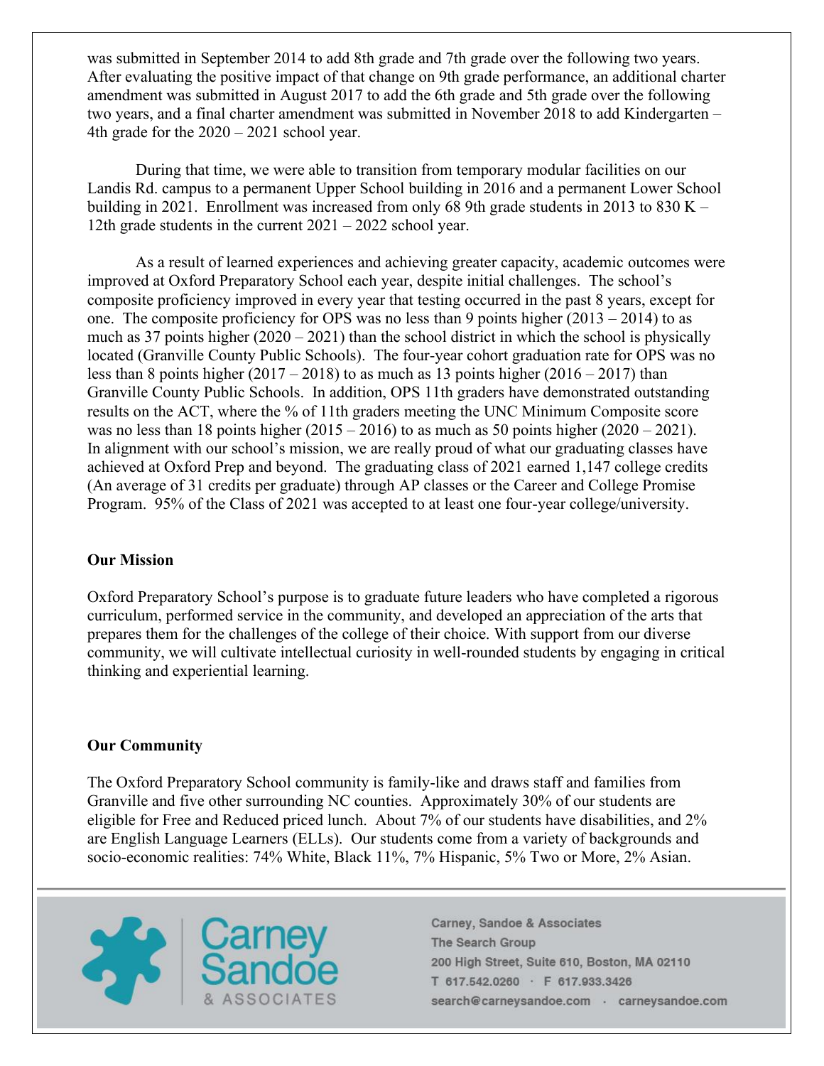was submitted in September 2014 to add 8th grade and 7th grade over the following two years. After evaluating the positive impact of that change on 9th grade performance, an additional charter amendment was submitted in August 2017 to add the 6th grade and 5th grade over the following two years, and a final charter amendment was submitted in November 2018 to add Kindergarten – 4th grade for the 2020 – 2021 school year.

During that time, we were able to transition from temporary modular facilities on our Landis Rd. campus to a permanent Upper School building in 2016 and a permanent Lower School building in 2021. Enrollment was increased from only 68 9th grade students in 2013 to 830 K – 12th grade students in the current 2021 – 2022 school year.

As a result of learned experiences and achieving greater capacity, academic outcomes were improved at Oxford Preparatory School each year, despite initial challenges. The school's composite proficiency improved in every year that testing occurred in the past 8 years, except for one. The composite proficiency for OPS was no less than 9 points higher (2013 – 2014) to as much as 37 points higher (2020 – 2021) than the school district in which the school is physically located (Granville County Public Schools). The four-year cohort graduation rate for OPS was no less than 8 points higher (2017 – 2018) to as much as 13 points higher (2016 – 2017) than Granville County Public Schools. In addition, OPS 11th graders have demonstrated outstanding results on the ACT, where the % of 11th graders meeting the UNC Minimum Composite score was no less than 18 points higher (2015 – 2016) to as much as 50 points higher (2020 – 2021). In alignment with our school's mission, we are really proud of what our graduating classes have achieved at Oxford Prep and beyond. The graduating class of 2021 earned 1,147 college credits (An average of 31 credits per graduate) through AP classes or the Career and College Promise Program. 95% of the Class of 2021 was accepted to at least one four-year college/university.

## Our Mission

Oxford Preparatory School's purpose is to graduate future leaders who have completed a rigorous curriculum, performed service in the community, and developed an appreciation of the arts that prepares them for the challenges of the college of their choice. With support from our diverse community, we will cultivate intellectual curiosity in well-rounded students by engaging in critical thinking and experiential learning.

## Our Community

The Oxford Preparatory School community is family-like and draws staff and families from Granville and five other surrounding NC counties. Approximately 30% of our students are eligible for Free and Reduced priced lunch. About 7% of our students have disabilities, and 2% are English Language Learners (ELLs). Our students come from a variety of backgrounds and socio-economic realities: 74% White, Black 11%, 7% Hispanic, 5% Two or More, 2% Asian.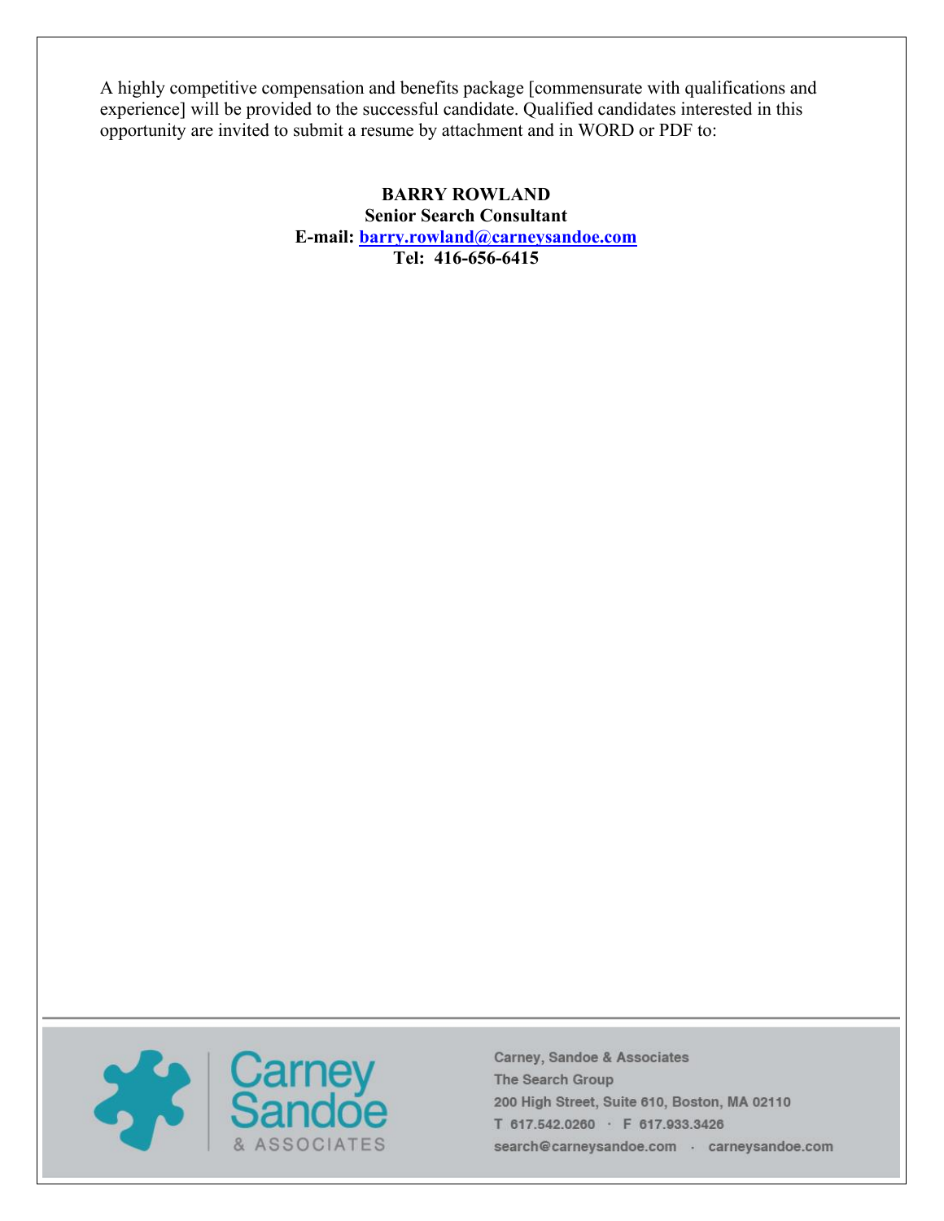A highly competitive compensation and benefits package [commensurate with qualifications and experience] will be provided to the successful candidate. Qualified candidates interested in this opportunity are invited to submit a resume by attachment and in WORD or PDF to:

**BARRY ROWLAND**
**Senior Search Consultant**
**E-mail: barry.rowland@carneysandoe.com**
**Tel: 416-656-6415**

Carney Sandoe & ASSOCIATES

Carney, Sandoe & Associates
The Search Group
200 High Street, Suite 610, Boston, MA 02110
T 617.542.0260 · F 617.933.3426
search@carneysandoe.com · carneysandoe.com